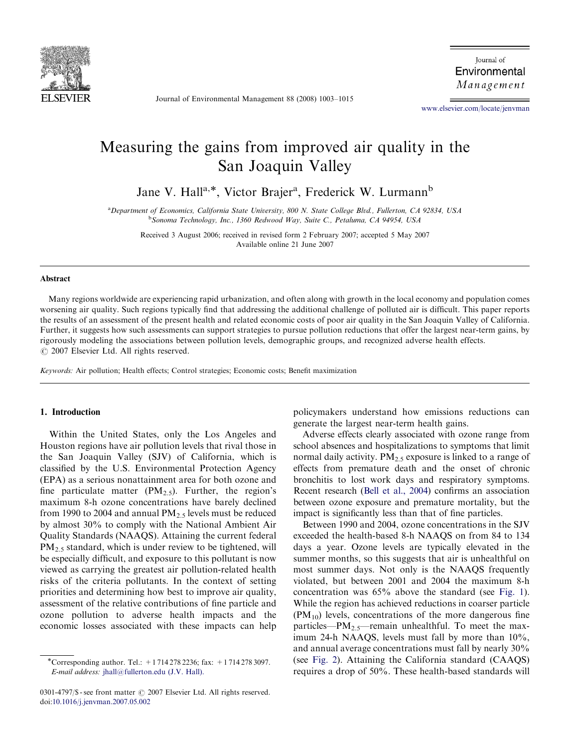# Measuring the gains from improved air quality in the San Joaquin Valley

Jane V. Hall[a,*], Victor Brajer[a], Frederick W. Lurmann[b]

[a]Department of Economics, California State University, 800 N. State College Blvd., Fullerton, CA 92834, USA
[b]Sonoma Technology, Inc., 1360 Redwood Way, Suite C., Petaluma, CA 94954, USA

Received 3 August 2006; received in revised form 2 February 2007; accepted 5 May 2007
Available online 21 June 2007

## Abstract

Many regions worldwide are experiencing rapid urbanization, and often along with growth in the local economy and population comes worsening air quality. Such regions typically find that addressing the additional challenge of polluted air is difficult. This paper reports the results of an assessment of the present health and related economic costs of poor air quality in the San Joaquin Valley of California. Further, it suggests how such assessments can support strategies to pursue pollution reductions that offer the largest near-term gains, by rigorously modeling the associations between pollution levels, demographic groups, and recognized adverse health effects.
© 2007 Elsevier Ltd. All rights reserved.

*Keywords:* Air pollution; Health effects; Control strategies; Economic costs; Benefit maximization

## 1. Introduction

Within the United States, only the Los Angeles and Houston regions have air pollution levels that rival those in the San Joaquin Valley (SJV) of California, which is classified by the U.S. Environmental Protection Agency (EPA) as a serious nonattainment area for both ozone and fine particulate matter ($PM_{2.5}$). Further, the region's maximum 8-h ozone concentrations have barely declined from 1990 to 2004 and annual $PM_{2.5}$ levels must be reduced by almost 30% to comply with the National Ambient Air Quality Standards (NAAQS). Attaining the current federal $PM_{2.5}$ standard, which is under review to be tightened, will be especially difficult, and exposure to this pollutant is now viewed as carrying the greatest air pollution-related health risks of the criteria pollutants. In the context of setting priorities and determining how best to improve air quality, assessment of the relative contributions of fine particle and ozone pollution to adverse health impacts and the economic losses associated with these impacts can help policymakers understand how emissions reductions can generate the largest near-term health gains.

Adverse effects clearly associated with ozone range from school absences and hospitalizations to symptoms that limit normal daily activity. $PM_{2.5}$ exposure is linked to a range of effects from premature death and the onset of chronic bronchitis to lost work days and respiratory symptoms. Recent research (Bell et al., 2004) confirms an association between ozone exposure and premature mortality, but the impact is significantly less than that of fine particles.

Between 1990 and 2004, ozone concentrations in the SJV exceeded the health-based 8-h NAAQS on from 84 to 134 days a year. Ozone levels are typically elevated in the summer months, so this suggests that air is unhealthful on most summer days. Not only is the NAAQS frequently violated, but between 2001 and 2004 the maximum 8-h concentration was 65% above the standard (see Fig. 1). While the region has achieved reductions in coarser particle ($PM_{10}$) levels, concentrations of the more dangerous fine particles—$PM_{2.5}$—remain unhealthful. To meet the maximum 24-h NAAQS, levels must fall by more than 10%, and annual average concentrations must fall by nearly 30% (see Fig. 2). Attaining the California standard (CAAQS) requires a drop of 50%. These health-based standards will

*Corresponding author. Tel.: +1 714 278 2236; fax: +1 714 278 3097.
*E-mail address:* jhall@fullerton.edu (J.V. Hall).

0301-4797/$ - see front matter © 2007 Elsevier Ltd. All rights reserved.
doi:10.1016/j.jenvman.2007.05.002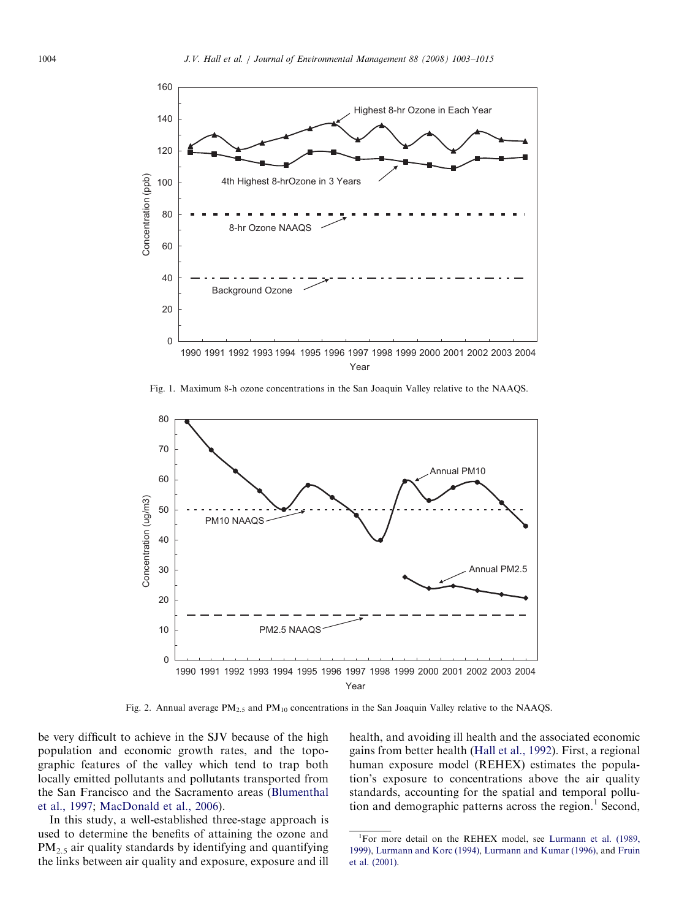Fig. 1. Maximum 8-h ozone concentrations in the San Joaquin Valley relative to the NAAQS.

Fig. 2. Annual average $PM_{2.5}$ and $PM_{10}$ concentrations in the San Joaquin Valley relative to the NAAQS.

be very difficult to achieve in the SJV because of the high population and economic growth rates, and the topographic features of the valley which tend to trap both locally emitted pollutants and pollutants transported from the San Francisco and the Sacramento areas (Blumenthal et al., 1997; MacDonald et al., 2006).

In this study, a well-established three-stage approach is used to determine the benefits of attaining the ozone and $PM_{2.5}$ air quality standards by identifying and quantifying the links between air quality and exposure, exposure and ill health, and avoiding ill health and the associated economic gains from better health (Hall et al., 1992). First, a regional human exposure model (REHEX) estimates the population's exposure to concentrations above the air quality standards, accounting for the spatial and temporal pollution and demographic patterns across the region.[1] Second,

[1] For more detail on the REHEX model, see Lurmann et al. (1989, 1999), Lurmann and Korc (1994), Lurmann and Kumar (1996), and Fruin et al. (2001).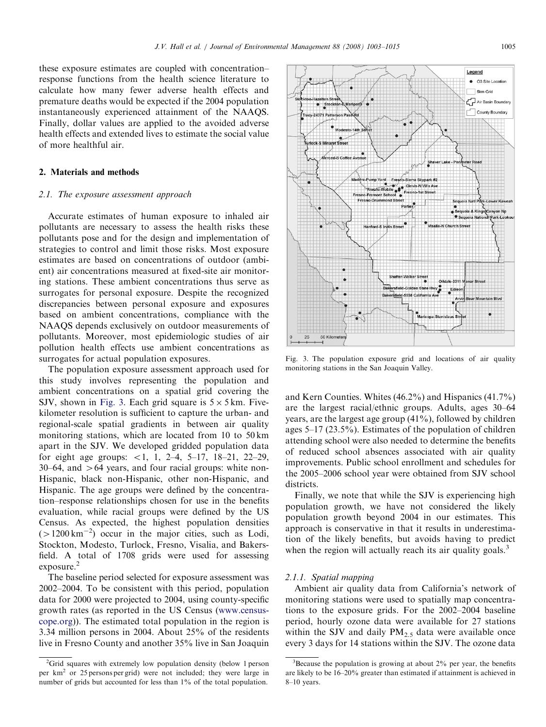these exposure estimates are coupled with concentration–response functions from the health science literature to calculate how many fewer adverse health effects and premature deaths would be expected if the 2004 population instantaneously experienced attainment of the NAAQS. Finally, dollar values are applied to the avoided adverse health effects and extended lives to estimate the social value of more healthful air.

## 2. Materials and methods

### 2.1. The exposure assessment approach

Accurate estimates of human exposure to inhaled air pollutants are necessary to assess the health risks these pollutants pose and for the design and implementation of strategies to control and limit those risks. Most exposure estimates are based on concentrations of outdoor (ambient) air concentrations measured at fixed-site air monitoring stations. These ambient concentrations thus serve as surrogates for personal exposure. Despite the recognized discrepancies between personal exposure and exposures based on ambient concentrations, compliance with the NAAQS depends exclusively on outdoor measurements of pollutants. Moreover, most epidemiologic studies of air pollution health effects use ambient concentrations as surrogates for actual population exposures.

The population exposure assessment approach used for this study involves representing the population and ambient concentrations on a spatial grid covering the SJV, shown in Fig. 3. Each grid square is 5 × 5 km. Five-kilometer resolution is sufficient to capture the urban- and regional-scale spatial gradients in between air quality monitoring stations, which are located from 10 to 50 km apart in the SJV. We developed gridded population data for eight age groups: <1, 1, 2–4, 5–17, 18–21, 22–29, 30–64, and >64 years, and four racial groups: white non-Hispanic, black non-Hispanic, other non-Hispanic, and Hispanic. The age groups were defined by the concentration–response relationships chosen for use in the benefits evaluation, while racial groups were defined by the US Census. As expected, the highest population densities ($>1200\,\text{km}^{-2}$) occur in the major cities, such as Lodi, Stockton, Modesto, Turlock, Fresno, Visalia, and Bakersfield. A total of 1708 grids were used for assessing exposure.[2]

The baseline period selected for exposure assessment was 2002–2004. To be consistent with this period, population data for 2000 were projected to 2004, using county-specific growth rates (as reported in the US Census (www.censuscope.org)). The estimated total population in the region is 3.34 million persons in 2004. About 25% of the residents live in Fresno County and another 35% live in San Joaquin and Kern Counties. Whites (46.2%) and Hispanics (41.7%) are the largest racial/ethnic groups. Adults, ages 30–64 years, are the largest age group (41%), followed by children ages 5–17 (23.5%). Estimates of the population of children attending school were also needed to determine the benefits of reduced school absences associated with air quality improvements. Public school enrollment and schedules for the 2005–2006 school year were obtained from SJV school districts.

Finally, we note that while the SJV is experiencing high population growth, we have not considered the likely population growth beyond 2004 in our estimates. This approach is conservative in that it results in underestimation of the likely benefits, but avoids having to predict when the region will actually reach its air quality goals.[3]

Fig. 3. The population exposure grid and locations of air quality monitoring stations in the San Joaquin Valley.

#### 2.1.1. Spatial mapping

Ambient air quality data from California's network of monitoring stations were used to spatially map concentrations to the exposure grids. For the 2002–2004 baseline period, hourly ozone data were available for 27 stations within the SJV and daily $PM_{2.5}$ data were available once every 3 days for 14 stations within the SJV. The ozone data

[2] Grid squares with extremely low population density (below 1 person per $\text{km}^2$ or 25 persons per grid) were not included; they were large in number of grids but accounted for less than 1% of the total population.

[3] Because the population is growing at about 2% per year, the benefits are likely to be 16–20% greater than estimated if attainment is achieved in 8–10 years.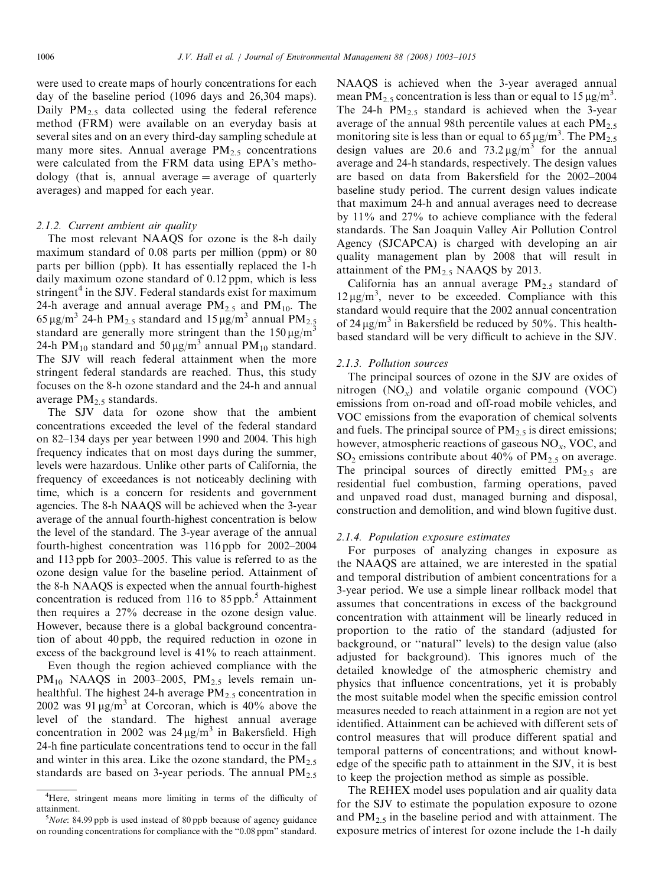were used to create maps of hourly concentrations for each day of the baseline period (1096 days and 26,304 maps). Daily $PM_{2.5}$ data collected using the federal reference method (FRM) were available on an everyday basis at several sites and on an every third-day sampling schedule at many more sites. Annual average $PM_{2.5}$ concentrations were calculated from the FRM data using EPA's methodology (that is, annual average = average of quarterly averages) and mapped for each year.

#### 2.1.2. Current ambient air quality

The most relevant NAAQS for ozone is the 8-h daily maximum standard of 0.08 parts per million (ppm) or 80 parts per billion (ppb). It has essentially replaced the 1-h daily maximum ozone standard of 0.12 ppm, which is less stringent[4] in the SJV. Federal standards exist for maximum 24-h average and annual average $PM_{2.5}$ and $PM_{10}$. The $65\,\mu g/m^3$ 24-h $PM_{2.5}$ standard and $15\,\mu g/m^3$ annual $PM_{2.5}$ standard are generally more stringent than the $150\,\mu g/m^3$ 24-h $PM_{10}$ standard and $50\,\mu g/m^3$ annual $PM_{10}$ standard. The SJV will reach federal attainment when the more stringent federal standards are reached. Thus, this study focuses on the 8-h ozone standard and the 24-h and annual average $PM_{2.5}$ standards.

The SJV data for ozone show that the ambient concentrations exceeded the level of the federal standard on 82–134 days per year between 1990 and 2004. This high frequency indicates that on most days during the summer, levels were hazardous. Unlike other parts of California, the frequency of exceedances is not noticeably declining with time, which is a concern for residents and government agencies. The 8-h NAAQS will be achieved when the 3-year average of the annual fourth-highest concentration is below the level of the standard. The 3-year average of the annual fourth-highest concentration was 116 ppb for 2002–2004 and 113 ppb for 2003–2005. This value is referred to as the ozone design value for the baseline period. Attainment of the 8-h NAAQS is expected when the annual fourth-highest concentration is reduced from 116 to 85 ppb.[5] Attainment then requires a 27% decrease in the ozone design value. However, because there is a global background concentration of about 40 ppb, the required reduction in ozone in excess of the background level is 41% to reach attainment.

Even though the region achieved compliance with the $PM_{10}$ NAAQS in 2003–2005, $PM_{2.5}$ levels remain unhealthful. The highest 24-h average $PM_{2.5}$ concentration in 2002 was $91\,\mu g/m^3$ at Corcoran, which is 40% above the level of the standard. The highest annual average concentration in 2002 was $24\,\mu g/m^3$ in Bakersfield. High 24-h fine particulate concentrations tend to occur in the fall and winter in this area. Like the ozone standard, the $PM_{2.5}$ standards are based on 3-year periods. The annual $PM_{2.5}$ NAAQS is achieved when the 3-year averaged annual mean $PM_{2.5}$ concentration is less than or equal to $15\,\mu g/m^3$. The 24-h $PM_{2.5}$ standard is achieved when the 3-year average of the annual 98th percentile values at each $PM_{2.5}$ monitoring site is less than or equal to $65\,\mu g/m^3$. The $PM_{2.5}$ design values are 20.6 and $73.2\,\mu g/m^3$ for the annual average and 24-h standards, respectively. The design values are based on data from Bakersfield for the 2002–2004 baseline study period. The current design values indicate that maximum 24-h and annual averages need to decrease by 11% and 27% to achieve compliance with the federal standards. The San Joaquin Valley Air Pollution Control Agency (SJCAPCA) is charged with developing an air quality management plan by 2008 that will result in attainment of the $PM_{2.5}$ NAAQS by 2013.

California has an annual average $PM_{2.5}$ standard of $12\,\mu g/m^3$, never to be exceeded. Compliance with this standard would require that the 2002 annual concentration of $24\,\mu g/m^3$ in Bakersfield be reduced by 50%. This health-based standard will be very difficult to achieve in the SJV.

#### 2.1.3. Pollution sources

The principal sources of ozone in the SJV are oxides of nitrogen ($NO_x$) and volatile organic compound (VOC) emissions from on-road and off-road mobile vehicles, and VOC emissions from the evaporation of chemical solvents and fuels. The principal source of $PM_{2.5}$ is direct emissions; however, atmospheric reactions of gaseous $NO_x$, VOC, and $SO_2$ emissions contribute about 40% of $PM_{2.5}$ on average. The principal sources of directly emitted $PM_{2.5}$ are residential fuel combustion, farming operations, paved and unpaved road dust, managed burning and disposal, construction and demolition, and wind blown fugitive dust.

#### 2.1.4. Population exposure estimates

For purposes of analyzing changes in exposure as the NAAQS are attained, we are interested in the spatial and temporal distribution of ambient concentrations for a 3-year period. We use a simple linear rollback model that assumes that concentrations in excess of the background concentration with attainment will be linearly reduced in proportion to the ratio of the standard (adjusted for background, or "natural" levels) to the design value (also adjusted for background). This ignores much of the detailed knowledge of the atmospheric chemistry and physics that influence concentrations, yet it is probably the most suitable model when the specific emission control measures needed to reach attainment in a region are not yet identified. Attainment can be achieved with different sets of control measures that will produce different spatial and temporal patterns of concentrations; and without knowledge of the specific path to attainment in the SJV, it is best to keep the projection method as simple as possible.

The REHEX model uses population and air quality data for the SJV to estimate the population exposure to ozone and $PM_{2.5}$ in the baseline period and with attainment. The exposure metrics of interest for ozone include the 1-h daily

[4] Here, stringent means more limiting in terms of the difficulty of attainment.

[5] *Note*: 84.99 ppb is used instead of 80 ppb because of agency guidance on rounding concentrations for compliance with the "0.08 ppm" standard.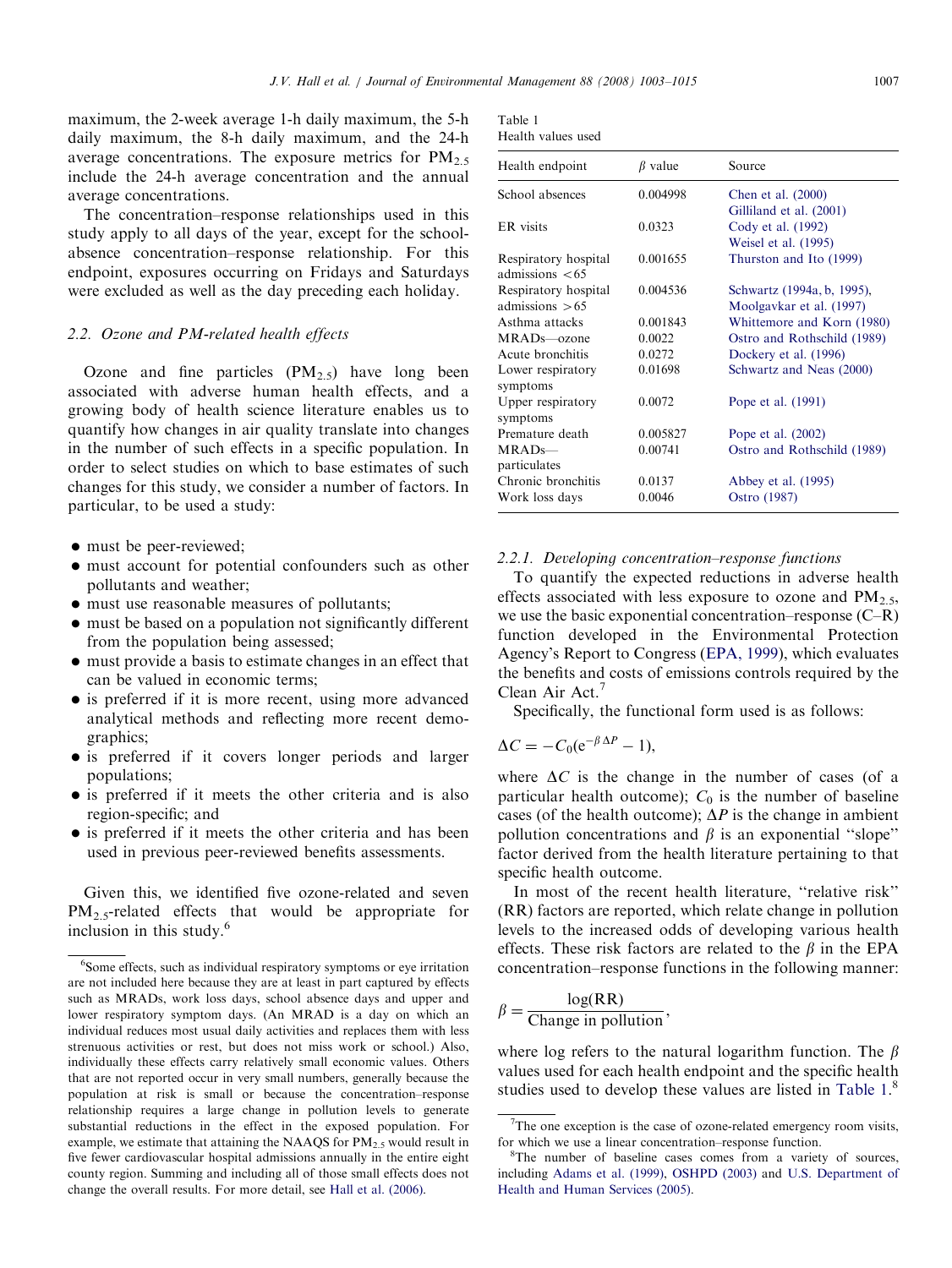maximum, the 2-week average 1-h daily maximum, the 5-h daily maximum, the 8-h daily maximum, and the 24-h average concentrations. The exposure metrics for $PM_{2.5}$ include the 24-h average concentration and the annual average concentrations.

The concentration–response relationships used in this study apply to all days of the year, except for the school-absence concentration–response relationship. For this endpoint, exposures occurring on Fridays and Saturdays were excluded as well as the day preceding each holiday.

### 2.2. Ozone and PM-related health effects

Ozone and fine particles ($PM_{2.5}$) have long been associated with adverse human health effects, and a growing body of health science literature enables us to quantify how changes in air quality translate into changes in the number of such effects in a specific population. In order to select studies on which to base estimates of such changes for this study, we consider a number of factors. In particular, to be used a study:

- must be peer-reviewed;
- must account for potential confounders such as other pollutants and weather;
- must use reasonable measures of pollutants;
- must be based on a population not significantly different from the population being assessed;
- must provide a basis to estimate changes in an effect that can be valued in economic terms;
- is preferred if it is more recent, using more advanced analytical methods and reflecting more recent demographics;
- is preferred if it covers longer periods and larger populations;
- is preferred if it meets the other criteria and is also region-specific; and
- is preferred if it meets the other criteria and has been used in previous peer-reviewed benefits assessments.

Given this, we identified five ozone-related and seven $PM_{2.5}$-related effects that would be appropriate for inclusion in this study.[6]

Table 1
Health values used

| Health endpoint | $\beta$ value | Source |
|---|---|---|
| School absences | 0.004998 | Chen et al. (2000) Gilliland et al. (2001) |
| ER visits | 0.0323 | Cody et al. (1992) Weisel et al. (1995) |
| Respiratory hospital admissions <65 | 0.001655 | Thurston and Ito (1999) |
| Respiratory hospital admissions >65 | 0.004536 | Schwartz (1994a, b, 1995), Moolgavkar et al. (1997) |
| Asthma attacks | 0.001843 | Whittemore and Korn (1980) |
| MRADs—ozone | 0.0022 | Ostro and Rothschild (1989) |
| Acute bronchitis | 0.0272 | Dockery et al. (1996) |
| Lower respiratory symptoms | 0.01698 | Schwartz and Neas (2000) |
| Upper respiratory symptoms | 0.0072 | Pope et al. (1991) |
| Premature death | 0.005827 | Pope et al. (2002) |
| MRADs—particulates | 0.00741 | Ostro and Rothschild (1989) |
| Chronic bronchitis | 0.0137 | Abbey et al. (1995) |
| Work loss days | 0.0046 | Ostro (1987) |

#### 2.2.1. Developing concentration–response functions

To quantify the expected reductions in adverse health effects associated with less exposure to ozone and $PM_{2.5}$, we use the basic exponential concentration–response (C–R) function developed in the Environmental Protection Agency's Report to Congress (EPA, 1999), which evaluates the benefits and costs of emissions controls required by the Clean Air Act.[7]

Specifically, the functional form used is as follows:

$$\Delta C = -C_0(e^{-\beta \Delta P} - 1),$$

where $\Delta C$ is the change in the number of cases (of a particular health outcome); $C_0$ is the number of baseline cases (of the health outcome); $\Delta P$ is the change in ambient pollution concentrations and $\beta$ is an exponential "slope" factor derived from the health literature pertaining to that specific health outcome.

In most of the recent health literature, "relative risk" (RR) factors are reported, which relate change in pollution levels to the increased odds of developing various health effects. These risk factors are related to the $\beta$ in the EPA concentration–response functions in the following manner:

$$\beta = \frac{\log(\mathrm{RR})}{\text{Change in pollution}},$$

where log refers to the natural logarithm function. The $\beta$ values used for each health endpoint and the specific health studies used to develop these values are listed in Table 1.[8]

---

[6]Some effects, such as individual respiratory symptoms or eye irritation are not included here because they are at least in part captured by effects such as MRADs, work loss days, school absence days and upper and lower respiratory symptom days. (An MRAD is a day on which an individual reduces most usual daily activities and replaces them with less strenuous activities or rest, but does not miss work or school.) Also, individually these effects carry relatively small economic values. Others that are not reported occur in very small numbers, generally because the population at risk is small or because the concentration–response relationship requires a large change in pollution levels to generate substantial reductions in the effect in the exposed population. For example, we estimate that attaining the NAAQS for $PM_{2.5}$ would result in five fewer cardiovascular hospital admissions annually in the entire eight county region. Summing and including all of those small effects does not change the overall results. For more detail, see Hall et al. (2006).

[7]The one exception is the case of ozone-related emergency room visits, for which we use a linear concentration–response function.

[8]The number of baseline cases comes from a variety of sources, including Adams et al. (1999), OSHPD (2003) and U.S. Department of Health and Human Services (2005).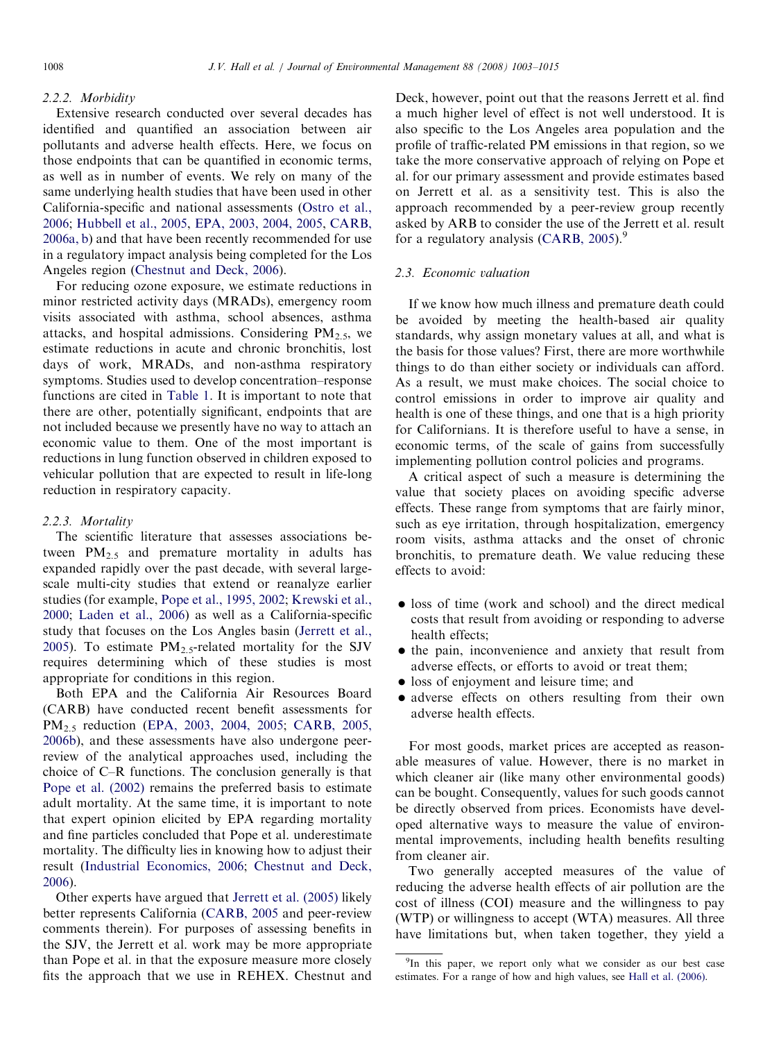### 2.2.2. Morbidity

Extensive research conducted over several decades has identified and quantified an association between air pollutants and adverse health effects. Here, we focus on those endpoints that can be quantified in economic terms, as well as in number of events. We rely on many of the same underlying health studies that have been used in other California-specific and national assessments (Ostro et al., 2006; Hubbell et al., 2005, EPA, 2003, 2004, 2005, CARB, 2006a, b) and that have been recently recommended for use in a regulatory impact analysis being completed for the Los Angeles region (Chestnut and Deck, 2006).

For reducing ozone exposure, we estimate reductions in minor restricted activity days (MRADs), emergency room visits associated with asthma, school absences, asthma attacks, and hospital admissions. Considering $PM_{2.5}$, we estimate reductions in acute and chronic bronchitis, lost days of work, MRADs, and non-asthma respiratory symptoms. Studies used to develop concentration–response functions are cited in Table 1. It is important to note that there are other, potentially significant, endpoints that are not included because we presently have no way to attach an economic value to them. One of the most important is reductions in lung function observed in children exposed to vehicular pollution that are expected to result in life-long reduction in respiratory capacity.

### 2.2.3. Mortality

The scientific literature that assesses associations between $PM_{2.5}$ and premature mortality in adults has expanded rapidly over the past decade, with several large-scale multi-city studies that extend or reanalyze earlier studies (for example, Pope et al., 1995, 2002; Krewski et al., 2000; Laden et al., 2006) as well as a California-specific study that focuses on the Los Angles basin (Jerrett et al., 2005). To estimate $PM_{2.5}$-related mortality for the SJV requires determining which of these studies is most appropriate for conditions in this region.

Both EPA and the California Air Resources Board (CARB) have conducted recent benefit assessments for $PM_{2.5}$ reduction (EPA, 2003, 2004, 2005; CARB, 2005, 2006b), and these assessments have also undergone peer-review of the analytical approaches used, including the choice of C–R functions. The conclusion generally is that Pope et al. (2002) remains the preferred basis to estimate adult mortality. At the same time, it is important to note that expert opinion elicited by EPA regarding mortality and fine particles concluded that Pope et al. underestimate mortality. The difficulty lies in knowing how to adjust their result (Industrial Economics, 2006; Chestnut and Deck, 2006).

Other experts have argued that Jerrett et al. (2005) likely better represents California (CARB, 2005 and peer-review comments therein). For purposes of assessing benefits in the SJV, the Jerrett et al. work may be more appropriate than Pope et al. in that the exposure measure more closely fits the approach that we use in REHEX. Chestnut and Deck, however, point out that the reasons Jerrett et al. find a much higher level of effect is not well understood. It is also specific to the Los Angeles area population and the profile of traffic-related PM emissions in that region, so we take the more conservative approach of relying on Pope et al. for our primary assessment and provide estimates based on Jerrett et al. as a sensitivity test. This is also the approach recommended by a peer-review group recently asked by ARB to consider the use of the Jerrett et al. result for a regulatory analysis (CARB, 2005).[9]

## 2.3. Economic valuation

If we know how much illness and premature death could be avoided by meeting the health-based air quality standards, why assign monetary values at all, and what is the basis for those values? First, there are more worthwhile things to do than either society or individuals can afford. As a result, we must make choices. The social choice to control emissions in order to improve air quality and health is one of these things, and one that is a high priority for Californians. It is therefore useful to have a sense, in economic terms, of the scale of gains from successfully implementing pollution control policies and programs.

A critical aspect of such a measure is determining the value that society places on avoiding specific adverse effects. These range from symptoms that are fairly minor, such as eye irritation, through hospitalization, emergency room visits, asthma attacks and the onset of chronic bronchitis, to premature death. We value reducing these effects to avoid:

- loss of time (work and school) and the direct medical costs that result from avoiding or responding to adverse health effects;
- the pain, inconvenience and anxiety that result from adverse effects, or efforts to avoid or treat them;
- loss of enjoyment and leisure time; and
- adverse effects on others resulting from their own adverse health effects.

For most goods, market prices are accepted as reasonable measures of value. However, there is no market in which cleaner air (like many other environmental goods) can be bought. Consequently, values for such goods cannot be directly observed from prices. Economists have developed alternative ways to measure the value of environmental improvements, including health benefits resulting from cleaner air.

Two generally accepted measures of the value of reducing the adverse health effects of air pollution are the cost of illness (COI) measure and the willingness to pay (WTP) or willingness to accept (WTA) measures. All three have limitations but, when taken together, they yield a

[9] In this paper, we report only what we consider as our best case estimates. For a range of how and high values, see Hall et al. (2006).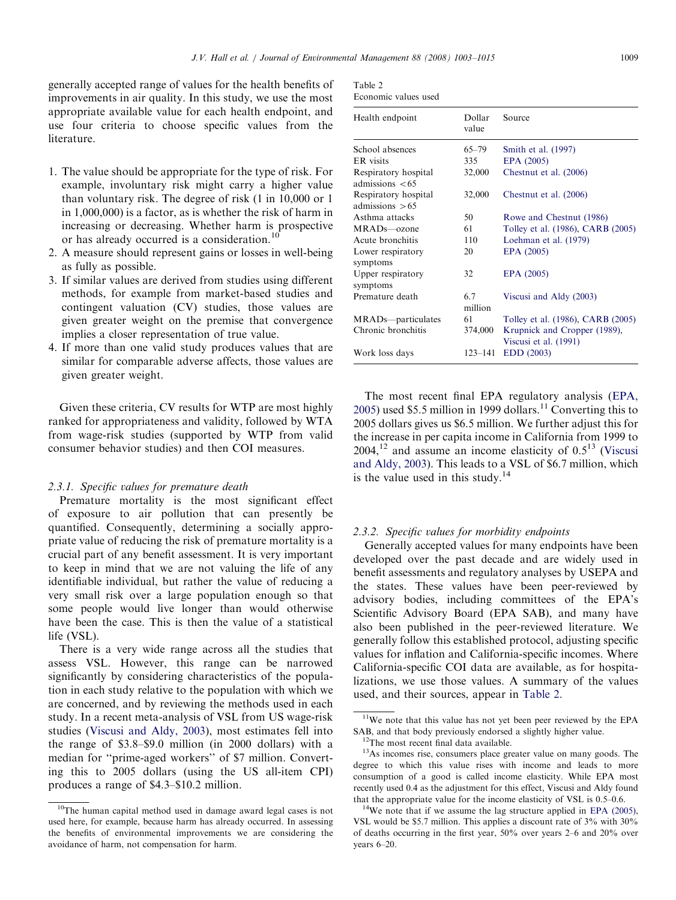generally accepted range of values for the health benefits of improvements in air quality. In this study, we use the most appropriate available value for each health endpoint, and use four criteria to choose specific values from the literature.

1. The value should be appropriate for the type of risk. For example, involuntary risk might carry a higher value than voluntary risk. The degree of risk (1 in 10,000 or 1 in 1,000,000) is a factor, as is whether the risk of harm in increasing or decreasing. Whether harm is prospective or has already occurred is a consideration.[10]
2. A measure should represent gains or losses in well-being as fully as possible.
3. If similar values are derived from studies using different methods, for example from market-based studies and contingent valuation (CV) studies, those values are given greater weight on the premise that convergence implies a closer representation of true value.
4. If more than one valid study produces values that are similar for comparable adverse affects, those values are given greater weight.

Given these criteria, CV results for WTP are most highly ranked for appropriateness and validity, followed by WTA from wage-risk studies (supported by WTP from valid consumer behavior studies) and then COI measures.

### 2.3.1. Specific values for premature death

Premature mortality is the most significant effect of exposure to air pollution that can presently be quantified. Consequently, determining a socially appropriate value of reducing the risk of premature mortality is a crucial part of any benefit assessment. It is very important to keep in mind that we are not valuing the life of any identifiable individual, but rather the value of reducing a very small risk over a large population enough so that some people would live longer than would otherwise have been the case. This is then the value of a statistical life (VSL).

There is a very wide range across all the studies that assess VSL. However, this range can be narrowed significantly by considering characteristics of the population in each study relative to the population with which we are concerned, and by reviewing the methods used in each study. In a recent meta-analysis of VSL from US wage-risk studies (Viscusi and Aldy, 2003), most estimates fell into the range of \$3.8–\$9.0 million (in 2000 dollars) with a median for "prime-aged workers" of \$7 million. Converting this to 2005 dollars (using the US all-item CPI) produces a range of \$4.3–\$10.2 million.

Table 2
Economic values used

| Health endpoint | Dollar value | Source |
|---|---|---|
| School absences | 65–79 | Smith et al. (1997) |
| ER visits | 335 | EPA (2005) |
| Respiratory hospital admissions <65 | 32,000 | Chestnut et al. (2006) |
| Respiratory hospital admissions >65 | 32,000 | Chestnut et al. (2006) |
| Asthma attacks | 50 | Rowe and Chestnut (1986) |
| MRADs—ozone | 61 | Tolley et al. (1986), CARB (2005) |
| Acute bronchitis | 110 | Loehman et al. (1979) |
| Lower respiratory symptoms | 20 | EPA (2005) |
| Upper respiratory symptoms | 32 | EPA (2005) |
| Premature death | 6.7 million | Viscusi and Aldy (2003) |
| MRADs—particulates | 61 | Tolley et al. (1986), CARB (2005) |
| Chronic bronchitis | 374,000 | Krupnick and Cropper (1989), Viscusi et al. (1991) |
| Work loss days | 123–141 | EDD (2003) |

The most recent final EPA regulatory analysis (EPA, 2005) used \$5.5 million in 1999 dollars.[11] Converting this to 2005 dollars gives us \$6.5 million. We further adjust this for the increase in per capita income in California from 1999 to 2004,[12] and assume an income elasticity of 0.5[13] (Viscusi and Aldy, 2003). This leads to a VSL of \$6.7 million, which is the value used in this study.[14]

### 2.3.2. Specific values for morbidity endpoints

Generally accepted values for many endpoints have been developed over the past decade and are widely used in benefit assessments and regulatory analyses by USEPA and the states. These values have been peer-reviewed by advisory bodies, including committees of the EPA's Scientific Advisory Board (EPA SAB), and many have also been published in the peer-reviewed literature. We generally follow this established protocol, adjusting specific values for inflation and California-specific incomes. Where California-specific COI data are available, as for hospitalizations, we use those values. A summary of the values used, and their sources, appear in Table 2.

[10] The human capital method used in damage award legal cases is not used here, for example, because harm has already occurred. In assessing the benefits of environmental improvements we are considering the avoidance of harm, not compensation for harm.

[11] We note that this value has not yet been peer reviewed by the EPA SAB, and that body previously endorsed a slightly higher value.

[12] The most recent final data available.

[13] As incomes rise, consumers place greater value on many goods. The degree to which this value rises with income and leads to more consumption of a good is called income elasticity. While EPA most recently used 0.4 as the adjustment for this effect, Viscusi and Aldy found that the appropriate value for the income elasticity of VSL is 0.5–0.6.

[14] We note that if we assume the lag structure applied in EPA (2005), VSL would be \$5.7 million. This applies a discount rate of 3% with 30% of deaths occurring in the first year, 50% over years 2–6 and 20% over years 6–20.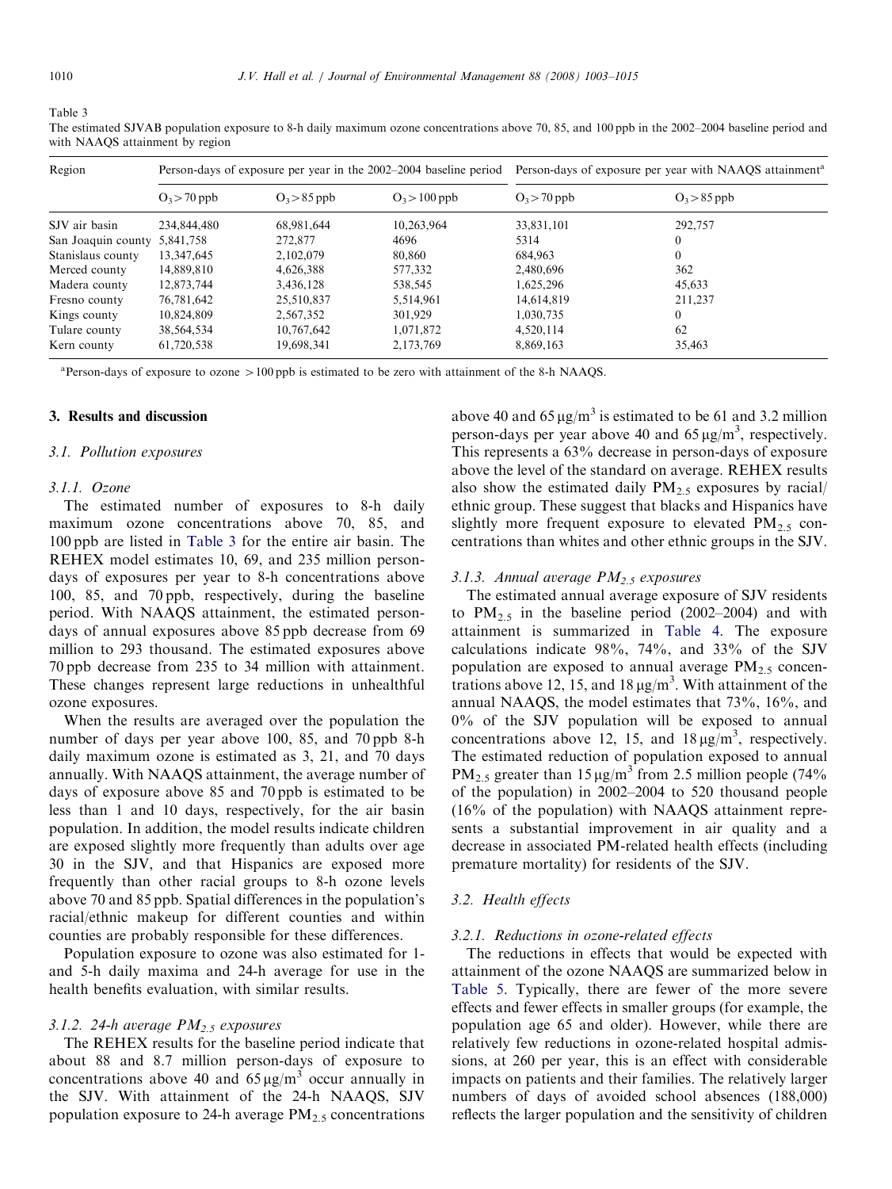Table 3

The estimated SJVAB population exposure to 8-h daily maximum ozone concentrations above 70, 85, and 100 ppb in the 2002–2004 baseline period and with NAAQS attainment by region

| Region | Person-days of exposure per year in the 2002–2004 baseline period | | | Person-days of exposure per year with NAAQS attainment[a] | |
|---|---|---|---|---|---|
| | $O_3 > 70$ ppb | $O_3 > 85$ ppb | $O_3 > 100$ ppb | $O_3 > 70$ ppb | $O_3 > 85$ ppb |
| SJV air basin | 234,844,480 | 68,981,644 | 10,263,964 | 33,831,101 | 292,757 |
| San Joaquin county | 5,841,758 | 272,877 | 4696 | 5314 | 0 |
| Stanislaus county | 13,347,645 | 2,102,079 | 80,860 | 684,963 | 0 |
| Merced county | 14,889,810 | 4,626,388 | 577,332 | 2,480,696 | 362 |
| Madera county | 12,873,744 | 3,436,128 | 538,545 | 1,625,296 | 45,633 |
| Fresno county | 76,781,642 | 25,510,837 | 5,514,961 | 14,614,819 | 211,237 |
| Kings county | 10,824,809 | 2,567,352 | 301,929 | 1,030,735 | 0 |
| Tulare county | 38,564,534 | 10,767,642 | 1,071,872 | 4,520,114 | 62 |
| Kern county | 61,720,538 | 19,698,341 | 2,173,769 | 8,869,163 | 35,463 |

[a]Person-days of exposure to ozone >100 ppb is estimated to be zero with attainment of the 8-h NAAQS.

## 3. Results and discussion

### 3.1. Pollution exposures

#### 3.1.1. Ozone

The estimated number of exposures to 8-h daily maximum ozone concentrations above 70, 85, and 100 ppb are listed in Table 3 for the entire air basin. The REHEX model estimates 10, 69, and 235 million person-days of exposures per year to 8-h concentrations above 100, 85, and 70 ppb, respectively, during the baseline period. With NAAQS attainment, the estimated person-days of annual exposures above 85 ppb decrease from 69 million to 293 thousand. The estimated exposures above 70 ppb decrease from 235 to 34 million with attainment. These changes represent large reductions in unhealthful ozone exposures.

When the results are averaged over the population the number of days per year above 100, 85, and 70 ppb 8-h daily maximum ozone is estimated as 3, 21, and 70 days annually. With NAAQS attainment, the average number of days of exposure above 85 and 70 ppb is estimated to be less than 1 and 10 days, respectively, for the air basin population. In addition, the model results indicate children are exposed slightly more frequently than adults over age 30 in the SJV, and that Hispanics are exposed more frequently than other racial groups to 8-h ozone levels above 70 and 85 ppb. Spatial differences in the population's racial/ethnic makeup for different counties and within counties are probably responsible for these differences.

Population exposure to ozone was also estimated for 1- and 5-h daily maxima and 24-h average for use in the health benefits evaluation, with similar results.

#### 3.1.2. 24-h average $PM_{2.5}$ exposures

The REHEX results for the baseline period indicate that about 88 and 8.7 million person-days of exposure to concentrations above 40 and 65 $\mu g/m^3$ occur annually in the SJV. With attainment of the 24-h NAAQS, SJV population exposure to 24-h average $PM_{2.5}$ concentrations above 40 and 65 $\mu g/m^3$ is estimated to be 61 and 3.2 million person-days per year above 40 and 65 $\mu g/m^3$, respectively. This represents a 63% decrease in person-days of exposure above the level of the standard on average. REHEX results also show the estimated daily $PM_{2.5}$ exposures by racial/ethnic group. These suggest that blacks and Hispanics have slightly more frequent exposure to elevated $PM_{2.5}$ concentrations than whites and other ethnic groups in the SJV.

#### 3.1.3. Annual average $PM_{2.5}$ exposures

The estimated annual average exposure of SJV residents to $PM_{2.5}$ in the baseline period (2002–2004) and with attainment is summarized in Table 4. The exposure calculations indicate 98%, 74%, and 33% of the SJV population are exposed to annual average $PM_{2.5}$ concentrations above 12, 15, and 18 $\mu g/m^3$. With attainment of the annual NAAQS, the model estimates that 73%, 16%, and 0% of the SJV population will be exposed to annual concentrations above 12, 15, and 18 $\mu g/m^3$, respectively. The estimated reduction of population exposed to annual $PM_{2.5}$ greater than 15 $\mu g/m^3$ from 2.5 million people (74% of the population) in 2002–2004 to 520 thousand people (16% of the population) with NAAQS attainment represents a substantial improvement in air quality and a decrease in associated PM-related health effects (including premature mortality) for residents of the SJV.

### 3.2. Health effects

#### 3.2.1. Reductions in ozone-related effects

The reductions in effects that would be expected with attainment of the ozone NAAQS are summarized below in Table 5. Typically, there are fewer of the more severe effects and fewer effects in smaller groups (for example, the population age 65 and older). However, while there are relatively few reductions in ozone-related hospital admissions, at 260 per year, this is an effect with considerable impacts on patients and their families. The relatively larger numbers of days of avoided school absences (188,000) reflects the larger population and the sensitivity of children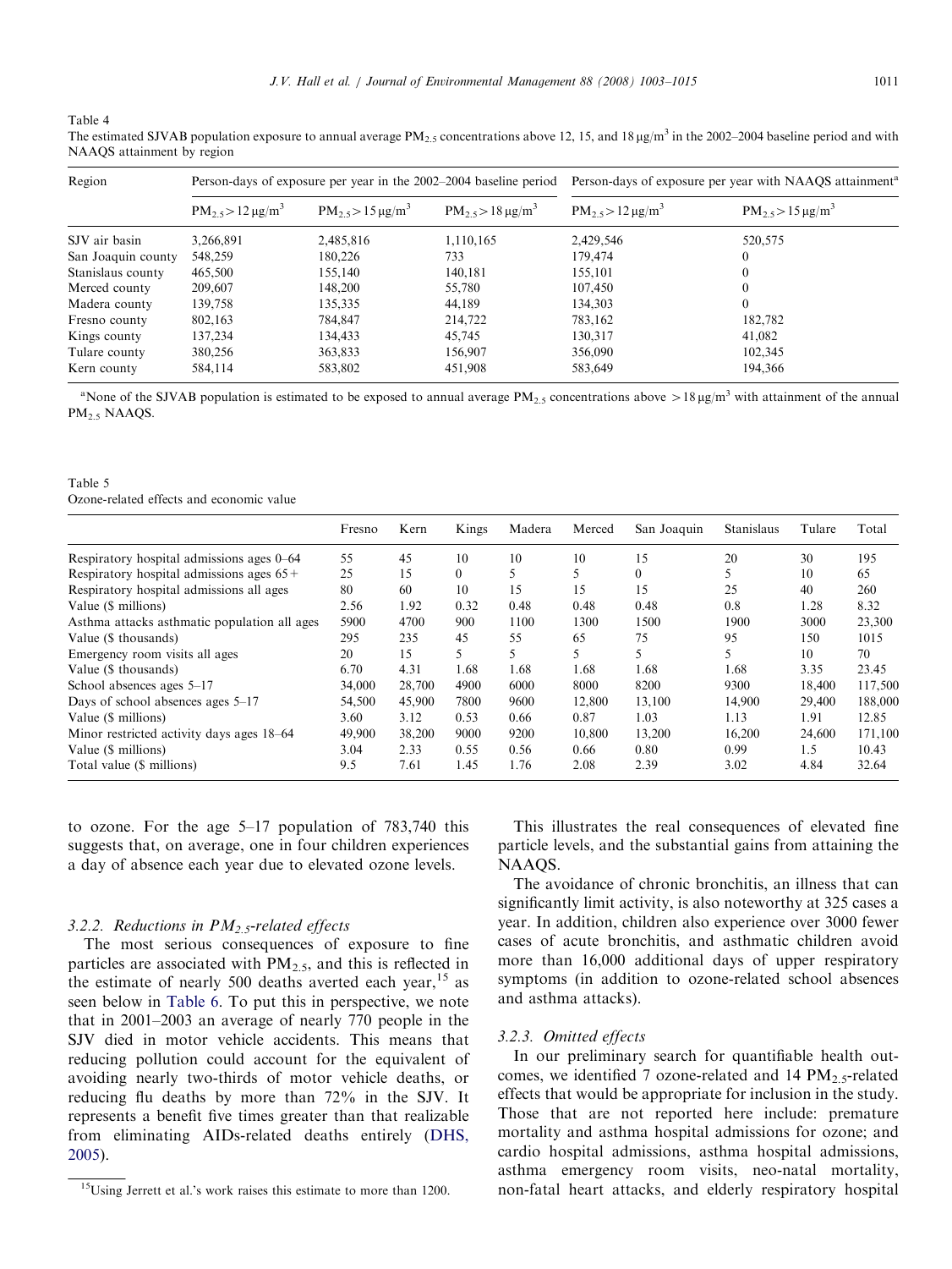Table 4
The estimated SJVAB population exposure to annual average $PM_{2.5}$ concentrations above 12, 15, and 18 $\mu g/m^3$ in the 2002–2004 baseline period and with NAAQS attainment by region

| Region | Person-days of exposure per year in the 2002–2004 baseline period | | | Person-days of exposure per year with NAAQS attainment[a] | |
|---|---|---|---|---|---|
| | $PM_{2.5} > 12\,\mu g/m^3$ | $PM_{2.5} > 15\,\mu g/m^3$ | $PM_{2.5} > 18\,\mu g/m^3$ | $PM_{2.5} > 12\,\mu g/m^3$ | $PM_{2.5} > 15\,\mu g/m^3$ |
| SJV air basin | 3,266,891 | 2,485,816 | 1,110,165 | 2,429,546 | 520,575 |
| San Joaquin county | 548,259 | 180,226 | 733 | 179,474 | 0 |
| Stanislaus county | 465,500 | 155,140 | 140,181 | 155,101 | 0 |
| Merced county | 209,607 | 148,200 | 55,780 | 107,450 | 0 |
| Madera county | 139,758 | 135,335 | 44,189 | 134,303 | 0 |
| Fresno county | 802,163 | 784,847 | 214,722 | 783,162 | 182,782 |
| Kings county | 137,234 | 134,433 | 45,745 | 130,317 | 41,082 |
| Tulare county | 380,256 | 363,833 | 156,907 | 356,090 | 102,345 |
| Kern county | 584,114 | 583,802 | 451,908 | 583,649 | 194,366 |

[a]None of the SJVAB population is estimated to be exposed to annual average $PM_{2.5}$ concentrations above $>18\,\mu g/m^3$ with attainment of the annual $PM_{2.5}$ NAAQS.

Table 5
Ozone-related effects and economic value

| | Fresno | Kern | Kings | Madera | Merced | San Joaquin | Stanislaus | Tulare | Total |
|---|---|---|---|---|---|---|---|---|---|
| Respiratory hospital admissions ages 0–64 | 55 | 45 | 10 | 10 | 10 | 15 | 20 | 30 | 195 |
| Respiratory hospital admissions ages 65+ | 25 | 15 | 0 | 5 | 5 | 0 | 5 | 10 | 65 |
| Respiratory hospital admissions all ages | 80 | 60 | 10 | 15 | 15 | 15 | 25 | 40 | 260 |
| Value ($ millions) | 2.56 | 1.92 | 0.32 | 0.48 | 0.48 | 0.48 | 0.8 | 1.28 | 8.32 |
| Asthma attacks asthmatic population all ages | 5900 | 4700 | 900 | 1100 | 1300 | 1500 | 1900 | 3000 | 23,300 |
| Value ($ thousands) | 295 | 235 | 45 | 55 | 65 | 75 | 95 | 150 | 1015 |
| Emergency room visits all ages | 20 | 15 | 5 | 5 | 5 | 5 | 5 | 10 | 70 |
| Value ($ thousands) | 6.70 | 4.31 | 1.68 | 1.68 | 1.68 | 1.68 | 1.68 | 3.35 | 23.45 |
| School absences ages 5–17 | 34,000 | 28,700 | 4900 | 6000 | 8000 | 8200 | 9300 | 18,400 | 117,500 |
| Days of school absences ages 5–17 | 54,500 | 45,900 | 7800 | 9600 | 12,800 | 13,100 | 14,900 | 29,400 | 188,000 |
| Value ($ millions) | 3.60 | 3.12 | 0.53 | 0.66 | 0.87 | 1.03 | 1.13 | 1.91 | 12.85 |
| Minor restricted activity days ages 18–64 | 49,900 | 38,200 | 9000 | 9200 | 10,800 | 13,200 | 16,200 | 24,600 | 171,100 |
| Value ($ millions) | 3.04 | 2.33 | 0.55 | 0.56 | 0.66 | 0.80 | 0.99 | 1.5 | 10.43 |
| Total value ($ millions) | 9.5 | 7.61 | 1.45 | 1.76 | 2.08 | 2.39 | 3.02 | 4.84 | 32.64 |

to ozone. For the age 5–17 population of 783,740 this suggests that, on average, one in four children experiences a day of absence each year due to elevated ozone levels.

### 3.2.2. Reductions in $PM_{2.5}$-related effects

The most serious consequences of exposure to fine particles are associated with $PM_{2.5}$, and this is reflected in the estimate of nearly 500 deaths averted each year,[15] as seen below in Table 6. To put this in perspective, we note that in 2001–2003 an average of nearly 770 people in the SJV died in motor vehicle accidents. This means that reducing pollution could account for the equivalent of avoiding nearly two-thirds of motor vehicle deaths, or reducing flu deaths by more than 72% in the SJV. It represents a benefit five times greater than that realizable from eliminating AIDs-related deaths entirely (DHS, 2005).

[15]Using Jerrett et al.'s work raises this estimate to more than 1200.

This illustrates the real consequences of elevated fine particle levels, and the substantial gains from attaining the NAAQS.

The avoidance of chronic bronchitis, an illness that can significantly limit activity, is also noteworthy at 325 cases a year. In addition, children also experience over 3000 fewer cases of acute bronchitis, and asthmatic children avoid more than 16,000 additional days of upper respiratory symptoms (in addition to ozone-related school absences and asthma attacks).

### 3.2.3. Omitted effects

In our preliminary search for quantifiable health outcomes, we identified 7 ozone-related and 14 $PM_{2.5}$-related effects that would be appropriate for inclusion in the study. Those that are not reported here include: premature mortality and asthma hospital admissions for ozone; and cardio hospital admissions, asthma hospital admissions, asthma emergency room visits, neo-natal mortality, non-fatal heart attacks, and elderly respiratory hospital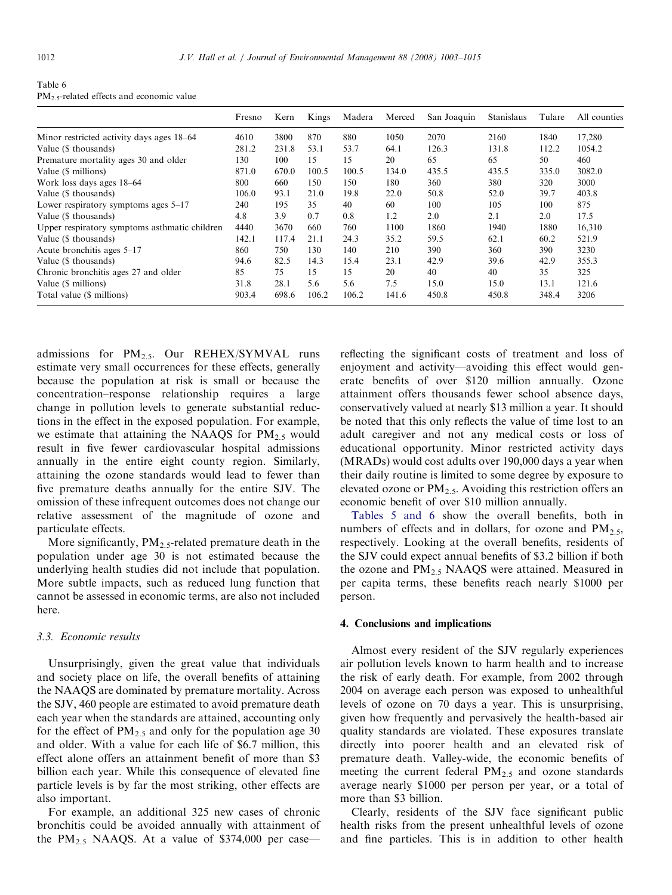Table 6
$PM_{2.5}$-related effects and economic value

| | Fresno | Kern | Kings | Madera | Merced | San Joaquin | Stanislaus | Tulare | All counties |
|---|---|---|---|---|---|---|---|---|---|
| Minor restricted activity days ages 18–64 | 4610 | 3800 | 870 | 880 | 1050 | 2070 | 2160 | 1840 | 17,280 |
| Value ($ thousands) | 281.2 | 231.8 | 53.1 | 53.7 | 64.1 | 126.3 | 131.8 | 112.2 | 1054.2 |
| Premature mortality ages 30 and older | 130 | 100 | 15 | 15 | 20 | 65 | 65 | 50 | 460 |
| Value ($ millions) | 871.0 | 670.0 | 100.5 | 100.5 | 134.0 | 435.5 | 435.5 | 335.0 | 3082.0 |
| Work loss days ages 18–64 | 800 | 660 | 150 | 150 | 180 | 360 | 380 | 320 | 3000 |
| Value ($ thousands) | 106.0 | 93.1 | 21.0 | 19.8 | 22.0 | 50.8 | 52.0 | 39.7 | 403.8 |
| Lower respiratory symptoms ages 5–17 | 240 | 195 | 35 | 40 | 60 | 100 | 105 | 100 | 875 |
| Value ($ thousands) | 4.8 | 3.9 | 0.7 | 0.8 | 1.2 | 2.0 | 2.1 | 2.0 | 17.5 |
| Upper respiratory symptoms asthmatic children | 4440 | 3670 | 660 | 760 | 1100 | 1860 | 1940 | 1880 | 16,310 |
| Value ($ thousands) | 142.1 | 117.4 | 21.1 | 24.3 | 35.2 | 59.5 | 62.1 | 60.2 | 521.9 |
| Acute bronchitis ages 5–17 | 860 | 750 | 130 | 140 | 210 | 390 | 360 | 390 | 3230 |
| Value ($ thousands) | 94.6 | 82.5 | 14.3 | 15.4 | 23.1 | 42.9 | 39.6 | 42.9 | 355.3 |
| Chronic bronchitis ages 27 and older | 85 | 75 | 15 | 15 | 20 | 40 | 40 | 35 | 325 |
| Value ($ millions) | 31.8 | 28.1 | 5.6 | 5.6 | 7.5 | 15.0 | 15.0 | 13.1 | 121.6 |
| Total value ($ millions) | 903.4 | 698.6 | 106.2 | 106.2 | 141.6 | 450.8 | 450.8 | 348.4 | 3206 |

admissions for $PM_{2.5}$. Our REHEX/SYMVAL runs estimate very small occurrences for these effects, generally because the population at risk is small or because the concentration–response relationship requires a large change in pollution levels to generate substantial reductions in the effect in the exposed population. For example, we estimate that attaining the NAAQS for $PM_{2.5}$ would result in five fewer cardiovascular hospital admissions annually in the entire eight county region. Similarly, attaining the ozone standards would lead to fewer than five premature deaths annually for the entire SJV. The omission of these infrequent outcomes does not change our relative assessment of the magnitude of ozone and particulate effects.

More significantly, $PM_{2.5}$-related premature death in the population under age 30 is not estimated because the underlying health studies did not include that population. More subtle impacts, such as reduced lung function that cannot be assessed in economic terms, are also not included here.

### 3.3. Economic results

Unsurprisingly, given the great value that individuals and society place on life, the overall benefits of attaining the NAAQS are dominated by premature mortality. Across the SJV, 460 people are estimated to avoid premature death each year when the standards are attained, accounting only for the effect of $PM_{2.5}$ and only for the population age 30 and older. With a value for each life of $6.7 million, this effect alone offers an attainment benefit of more than $3 billion each year. While this consequence of elevated fine particle levels is by far the most striking, other effects are also important.

For example, an additional 325 new cases of chronic bronchitis could be avoided annually with attainment of the $PM_{2.5}$ NAAQS. At a value of $374,000 per case—reflecting the significant costs of treatment and loss of enjoyment and activity—avoiding this effect would generate benefits of over $120 million annually. Ozone attainment offers thousands fewer school absence days, conservatively valued at nearly $13 million a year. It should be noted that this only reflects the value of time lost to an adult caregiver and not any medical costs or loss of educational opportunity. Minor restricted activity days (MRADs) would cost adults over 190,000 days a year when their daily routine is limited to some degree by exposure to elevated ozone or $PM_{2.5}$. Avoiding this restriction offers an economic benefit of over $10 million annually.

Tables 5 and 6 show the overall benefits, both in numbers of effects and in dollars, for ozone and $PM_{2.5}$, respectively. Looking at the overall benefits, residents of the SJV could expect annual benefits of $3.2 billion if both the ozone and $PM_{2.5}$ NAAQS were attained. Measured in per capita terms, these benefits reach nearly $1000 per person.

## 4. Conclusions and implications

Almost every resident of the SJV regularly experiences air pollution levels known to harm health and to increase the risk of early death. For example, from 2002 through 2004 on average each person was exposed to unhealthful levels of ozone on 70 days a year. This is unsurprising, given how frequently and pervasively the health-based air quality standards are violated. These exposures translate directly into poorer health and an elevated risk of premature death. Valley-wide, the economic benefits of meeting the current federal $PM_{2.5}$ and ozone standards average nearly $1000 per person per year, or a total of more than $3 billion.

Clearly, residents of the SJV face significant public health risks from the present unhealthful levels of ozone and fine particles. This is in addition to other health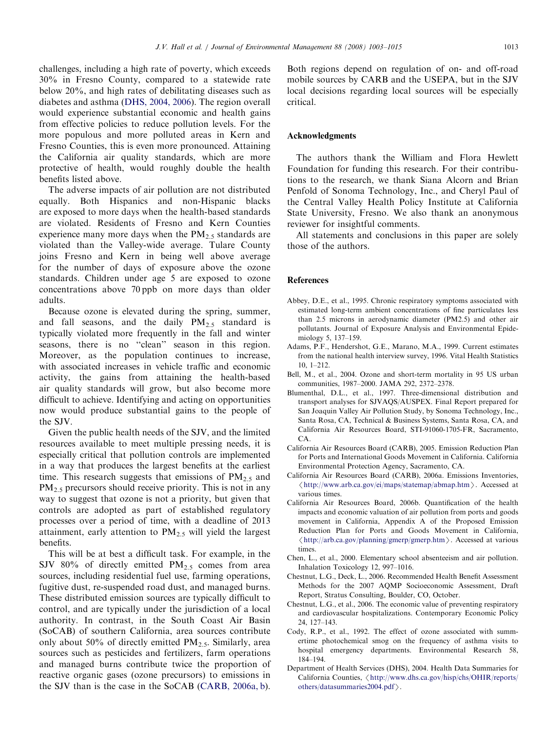challenges, including a high rate of poverty, which exceeds 30% in Fresno County, compared to a statewide rate below 20%, and high rates of debilitating diseases such as diabetes and asthma (DHS, 2004, 2006). The region overall would experience substantial economic and health gains from effective policies to reduce pollution levels. For the more populous and more polluted areas in Kern and Fresno Counties, this is even more pronounced. Attaining the California air quality standards, which are more protective of health, would roughly double the health benefits listed above.

The adverse impacts of air pollution are not distributed equally. Both Hispanics and non-Hispanic blacks are exposed to more days when the health-based standards are violated. Residents of Fresno and Kern Counties experience many more days when the $PM_{2.5}$ standards are violated than the Valley-wide average. Tulare County joins Fresno and Kern in being well above average for the number of days of exposure above the ozone standards. Children under age 5 are exposed to ozone concentrations above 70 ppb on more days than older adults.

Because ozone is elevated during the spring, summer, and fall seasons, and the daily $PM_{2.5}$ standard is typically violated more frequently in the fall and winter seasons, there is no "clean" season in this region. Moreover, as the population continues to increase, with associated increases in vehicle traffic and economic activity, the gains from attaining the health-based air quality standards will grow, but also become more difficult to achieve. Identifying and acting on opportunities now would produce substantial gains to the people of the SJV.

Given the public health needs of the SJV, and the limited resources available to meet multiple pressing needs, it is especially critical that pollution controls are implemented in a way that produces the largest benefits at the earliest time. This research suggests that emissions of $PM_{2.5}$ and $PM_{2.5}$ precursors should receive priority. This is not in any way to suggest that ozone is not a priority, but given that controls are adopted as part of established regulatory processes over a period of time, with a deadline of 2013 attainment, early attention to $PM_{2.5}$ will yield the largest benefits.

This will be at best a difficult task. For example, in the SJV 80% of directly emitted $PM_{2.5}$ comes from area sources, including residential fuel use, farming operations, fugitive dust, re-suspended road dust, and managed burns. These distributed emission sources are typically difficult to control, and are typically under the jurisdiction of a local authority. In contrast, in the South Coast Air Basin (SoCAB) of southern California, area sources contribute only about 50% of directly emitted $PM_{2.5}$. Similarly, area sources such as pesticides and fertilizers, farm operations and managed burns contribute twice the proportion of reactive organic gases (ozone precursors) to emissions in the SJV than is the case in the SoCAB (CARB, 2006a, b).

Both regions depend on regulation of on- and off-road mobile sources by CARB and the USEPA, but in the SJV local decisions regarding local sources will be especially critical.

## Acknowledgments

The authors thank the William and Flora Hewlett Foundation for funding this research. For their contributions to the research, we thank Siana Alcorn and Brian Penfold of Sonoma Technology, Inc., and Cheryl Paul of the Central Valley Health Policy Institute at California State University, Fresno. We also thank an anonymous reviewer for insightful comments.

All statements and conclusions in this paper are solely those of the authors.

## References

Abbey, D.E., et al., 1995. Chronic respiratory symptoms associated with estimated long-term ambient concentrations of fine particulates less than 2.5 microns in aerodynamic diameter (PM2.5) and other air pollutants. Journal of Exposure Analysis and Environmental Epidemiology 5, 137–159.

Adams, P.F., Hendershot, G.E., Marano, M.A., 1999. Current estimates from the national health interview survey, 1996. Vital Health Statistics 10, 1–212.

Bell, M., et al., 2004. Ozone and short-term mortality in 95 US urban communities, 1987–2000. JAMA 292, 2372–2378.

Blumenthal, D.L., et al., 1997. Three-dimensional distribution and transport analyses for SJVAQS/AUSPEX. Final Report prepared for San Joaquin Valley Air Pollution Study, by Sonoma Technology, Inc., Santa Rosa, CA, Technical & Business Systems, Santa Rosa, CA, and California Air Resources Board, STI-91060-1705-FR, Sacramento, CA.

California Air Resources Board (CARB), 2005. Emission Reduction Plan for Ports and International Goods Movement in California. California Environmental Protection Agency, Sacramento, CA.

California Air Resources Board (CARB), 2006a. Emissions Inventories, ⟨http://www.arb.ca.gov/ei/maps/statemap/abmap.htm⟩. Accessed at various times.

California Air Resources Board, 2006b. Quantification of the health impacts and economic valuation of air pollution from ports and goods movement in California, Appendix A of the Proposed Emission Reduction Plan for Ports and Goods Movement in California, ⟨http://arb.ca.gov/planning/gmerp/gmerp.htm⟩. Accessed at various times.

Chen, L., et al., 2000. Elementary school absenteeism and air pollution. Inhalation Toxicology 12, 997–1016.

Chestnut, L.G., Deck, L., 2006. Recommended Health Benefit Assessment Methods for the 2007 AQMP Socioeconomic Assessment, Draft Report, Stratus Consulting, Boulder, CO, October.

Chestnut, L.G., et al., 2006. The economic value of preventing respiratory and cardiovascular hospitalizations. Contemporary Economic Policy 24, 127–143.

Cody, R.P., et al., 1992. The effect of ozone associated with summertime photochemical smog on the frequency of asthma visits to hospital emergency departments. Environmental Research 58, 184–194.

Department of Health Services (DHS), 2004. Health Data Summaries for California Counties, ⟨http://www.dhs.ca.gov/hisp/chs/OHIR/reports/others/datasummaries2004.pdf⟩.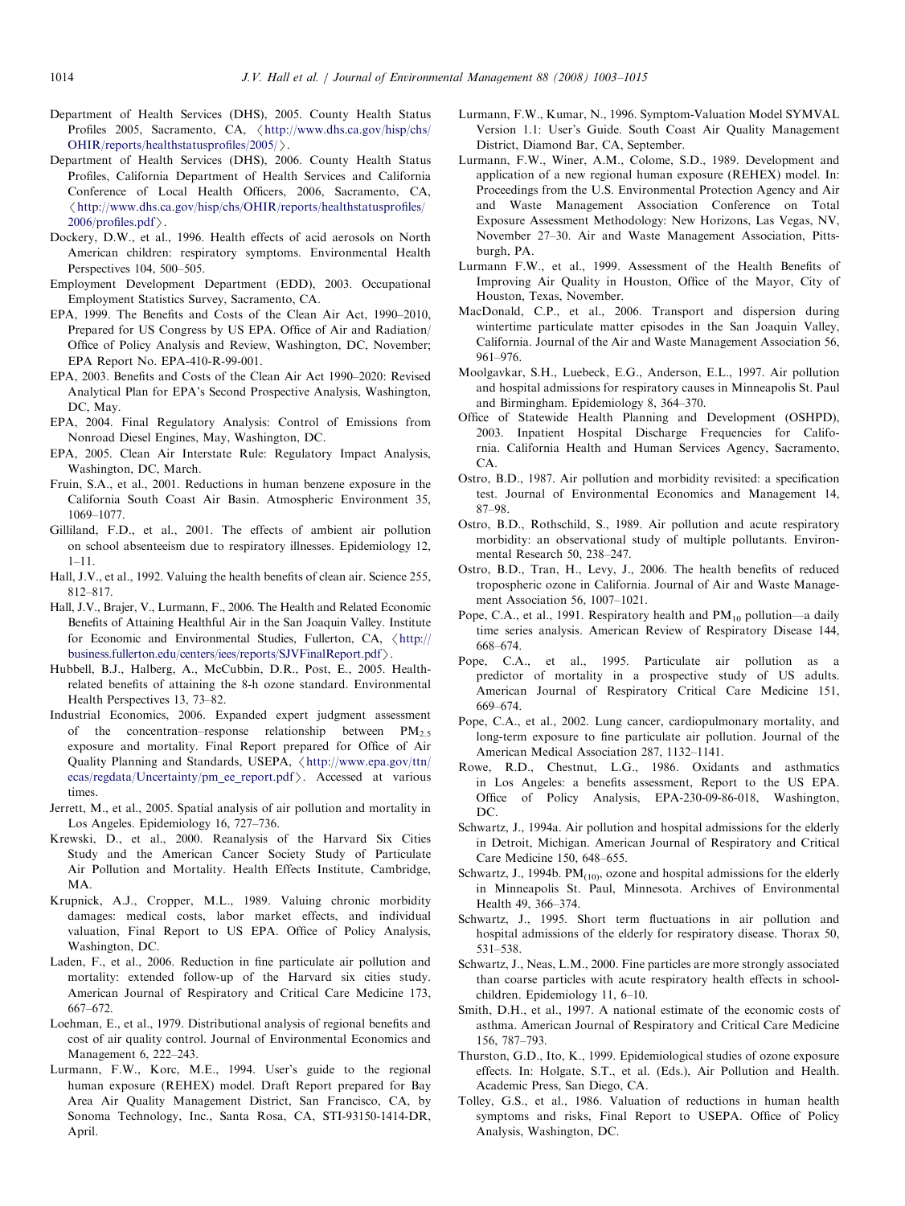Department of Health Services (DHS), 2005. County Health Status Profiles 2005, Sacramento, CA, 〈http://www.dhs.ca.gov/hisp/chs/OHIR/reports/healthstatusprofiles/2005/〉.

Department of Health Services (DHS), 2006. County Health Status Profiles, California Department of Health Services and California Conference of Local Health Officers, 2006, Sacramento, CA, 〈http://www.dhs.ca.gov/hisp/chs/OHIR/reports/healthstatusprofiles/2006/profiles.pdf〉.

Dockery, D.W., et al., 1996. Health effects of acid aerosols on North American children: respiratory symptoms. Environmental Health Perspectives 104, 500–505.

Employment Development Department (EDD), 2003. Occupational Employment Statistics Survey, Sacramento, CA.

EPA, 1999. The Benefits and Costs of the Clean Air Act, 1990–2010, Prepared for US Congress by US EPA. Office of Air and Radiation/Office of Policy Analysis and Review, Washington, DC, November; EPA Report No. EPA-410-R-99-001.

EPA, 2003. Benefits and Costs of the Clean Air Act 1990–2020: Revised Analytical Plan for EPA's Second Prospective Analysis, Washington, DC, May.

EPA, 2004. Final Regulatory Analysis: Control of Emissions from Nonroad Diesel Engines, May, Washington, DC.

EPA, 2005. Clean Air Interstate Rule: Regulatory Impact Analysis, Washington, DC, March.

Fruin, S.A., et al., 2001. Reductions in human benzene exposure in the California South Coast Air Basin. Atmospheric Environment 35, 1069–1077.

Gilliland, F.D., et al., 2001. The effects of ambient air pollution on school absenteeism due to respiratory illnesses. Epidemiology 12, 1–11.

Hall, J.V., et al., 1992. Valuing the health benefits of clean air. Science 255, 812–817.

Hall, J.V., Brajer, V., Lurmann, F., 2006. The Health and Related Economic Benefits of Attaining Healthful Air in the San Joaquin Valley. Institute for Economic and Environmental Studies, Fullerton, CA, 〈http://business.fullerton.edu/centers/iees/reports/SJVFinalReport.pdf〉.

Hubbell, B.J., Halberg, A., McCubbin, D.R., Post, E., 2005. Health-related benefits of attaining the 8-h ozone standard. Environmental Health Perspectives 13, 73–82.

Industrial Economics, 2006. Expanded expert judgment assessment of the concentration–response relationship between $PM_{2.5}$ exposure and mortality. Final Report prepared for Office of Air Quality Planning and Standards, USEPA, 〈http://www.epa.gov/ttn/ecas/regdata/Uncertainty/pm_ee_report.pdf〉. Accessed at various times.

Jerrett, M., et al., 2005. Spatial analysis of air pollution and mortality in Los Angeles. Epidemiology 16, 727–736.

Krewski, D., et al., 2000. Reanalysis of the Harvard Six Cities Study and the American Cancer Society Study of Particulate Air Pollution and Mortality. Health Effects Institute, Cambridge, MA.

Krupnick, A.J., Cropper, M.L., 1989. Valuing chronic morbidity damages: medical costs, labor market effects, and individual valuation, Final Report to US EPA. Office of Policy Analysis, Washington, DC.

Laden, F., et al., 2006. Reduction in fine particulate air pollution and mortality: extended follow-up of the Harvard six cities study. American Journal of Respiratory and Critical Care Medicine 173, 667–672.

Loehman, E., et al., 1979. Distributional analysis of regional benefits and cost of air quality control. Journal of Environmental Economics and Management 6, 222–243.

Lurmann, F.W., Korc, M.E., 1994. User's guide to the regional human exposure (REHEX) model. Draft Report prepared for Bay Area Air Quality Management District, San Francisco, CA, by Sonoma Technology, Inc., Santa Rosa, CA, STI-93150-1414-DR, April.

Lurmann, F.W., Kumar, N., 1996. Symptom-Valuation Model SYMVAL Version 1.1: User's Guide. South Coast Air Quality Management District, Diamond Bar, CA, September.

Lurmann, F.W., Winer, A.M., Colome, S.D., 1989. Development and application of a new regional human exposure (REHEX) model. In: Proceedings from the U.S. Environmental Protection Agency and Air and Waste Management Association Conference on Total Exposure Assessment Methodology: New Horizons, Las Vegas, NV, November 27–30. Air and Waste Management Association, Pittsburgh, PA.

Lurmann F.W., et al., 1999. Assessment of the Health Benefits of Improving Air Quality in Houston, Office of the Mayor, City of Houston, Texas, November.

MacDonald, C.P., et al., 2006. Transport and dispersion during wintertime particulate matter episodes in the San Joaquin Valley, California. Journal of the Air and Waste Management Association 56, 961–976.

Moolgavkar, S.H., Luebeck, E.G., Anderson, E.L., 1997. Air pollution and hospital admissions for respiratory causes in Minneapolis St. Paul and Birmingham. Epidemiology 8, 364–370.

Office of Statewide Health Planning and Development (OSHPD), 2003. Inpatient Hospital Discharge Frequencies for California. California Health and Human Services Agency, Sacramento, CA.

Ostro, B.D., 1987. Air pollution and morbidity revisited: a specification test. Journal of Environmental Economics and Management 14, 87–98.

Ostro, B.D., Rothschild, S., 1989. Air pollution and acute respiratory morbidity: an observational study of multiple pollutants. Environmental Research 50, 238–247.

Ostro, B.D., Tran, H., Levy, J., 2006. The health benefits of reduced tropospheric ozone in California. Journal of Air and Waste Management Association 56, 1007–1021.

Pope, C.A., et al., 1991. Respiratory health and $PM_{10}$ pollution—a daily time series analysis. American Review of Respiratory Disease 144, 668–674.

Pope, C.A., et al., 1995. Particulate air pollution as a predictor of mortality in a prospective study of US adults. American Journal of Respiratory Critical Care Medicine 151, 669–674.

Pope, C.A., et al., 2002. Lung cancer, cardiopulmonary mortality, and long-term exposure to fine particulate air pollution. Journal of the American Medical Association 287, 1132–1141.

Rowe, R.D., Chestnut, L.G., 1986. Oxidants and asthmatics in Los Angeles: a benefits assessment, Report to the US EPA. Office of Policy Analysis, EPA-230-09-86-018, Washington, DC.

Schwartz, J., 1994a. Air pollution and hospital admissions for the elderly in Detroit, Michigan. American Journal of Respiratory and Critical Care Medicine 150, 648–655.

Schwartz, J., 1994b. $PM_{(10)}$, ozone and hospital admissions for the elderly in Minneapolis St. Paul, Minnesota. Archives of Environmental Health 49, 366–374.

Schwartz, J., 1995. Short term fluctuations in air pollution and hospital admissions of the elderly for respiratory disease. Thorax 50, 531–538.

Schwartz, J., Neas, L.M., 2000. Fine particles are more strongly associated than coarse particles with acute respiratory health effects in schoolchildren. Epidemiology 11, 6–10.

Smith, D.H., et al., 1997. A national estimate of the economic costs of asthma. American Journal of Respiratory and Critical Care Medicine 156, 787–793.

Thurston, G.D., Ito, K., 1999. Epidemiological studies of ozone exposure effects. In: Holgate, S.T., et al. (Eds.), Air Pollution and Health. Academic Press, San Diego, CA.

Tolley, G.S., et al., 1986. Valuation of reductions in human health symptoms and risks, Final Report to USEPA. Office of Policy Analysis, Washington, DC.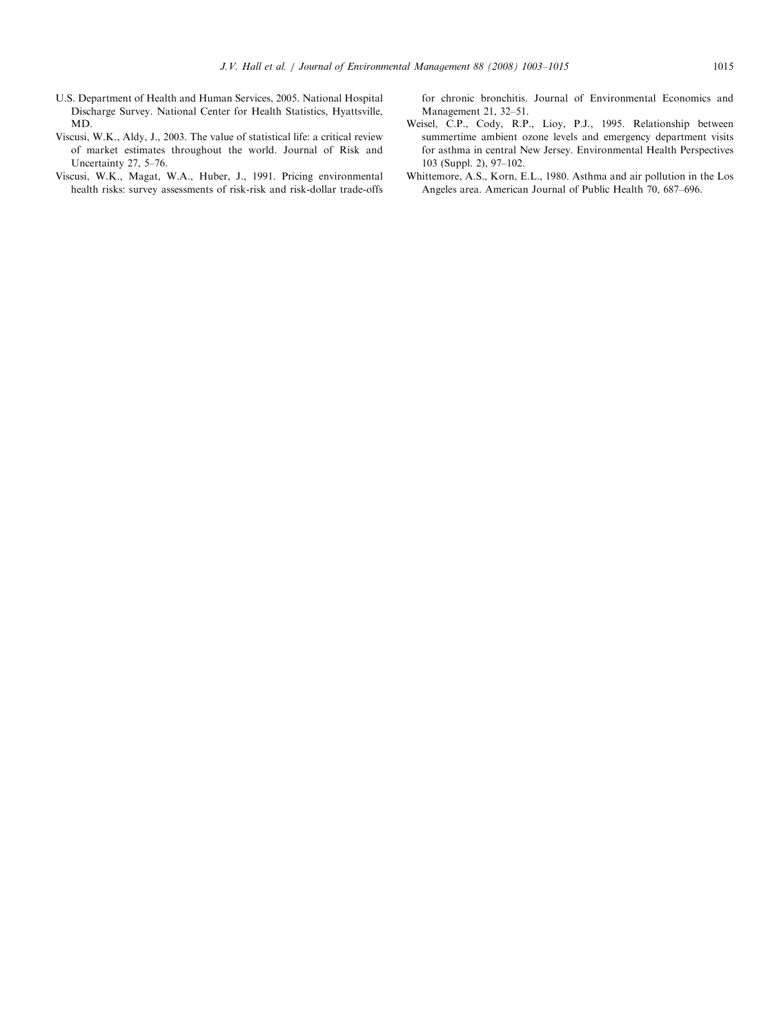U.S. Department of Health and Human Services, 2005. National Hospital Discharge Survey. National Center for Health Statistics, Hyattsville, MD.

Viscusi, W.K., Aldy, J., 2003. The value of statistical life: a critical review of market estimates throughout the world. Journal of Risk and Uncertainty 27, 5–76.

Viscusi, W.K., Magat, W.A., Huber, J., 1991. Pricing environmental health risks: survey assessments of risk-risk and risk-dollar trade-offs for chronic bronchitis. Journal of Environmental Economics and Management 21, 32–51.

Weisel, C.P., Cody, R.P., Lioy, P.J., 1995. Relationship between summertime ambient ozone levels and emergency department visits for asthma in central New Jersey. Environmental Health Perspectives 103 (Suppl. 2), 97–102.

Whittemore, A.S., Korn, E.L., 1980. Asthma and air pollution in the Los Angeles area. American Journal of Public Health 70, 687–696.